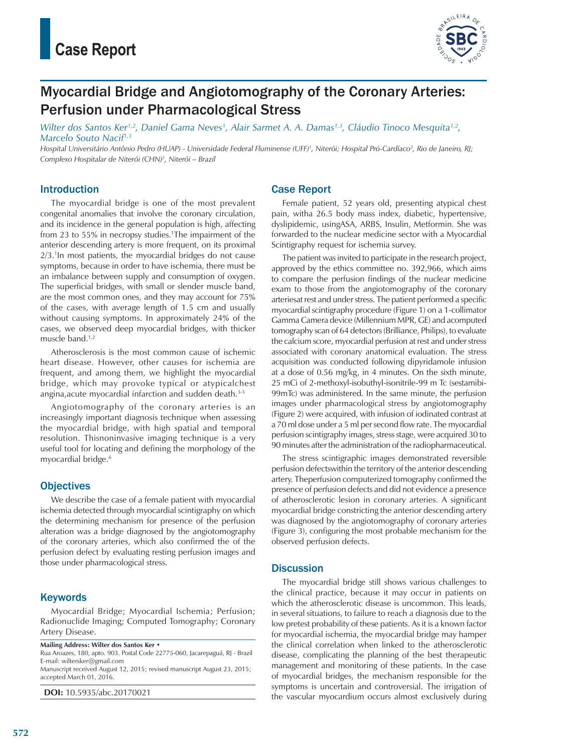Case Report

# Myocardial Bridge and Angiotomography of the Coronary Arteries: Perfusion under Pharmacological Stress

*Wilter dos Santos Ker[1,2], Daniel Gama Neves[1], Alair Sarmet A. A. Damas[1,3], Cláudio Tinoco Mesquita[1,2], Marcelo Souto Nacif[1,3]*

*Hospital Universitário Antônio Pedro (HUAP) - Universidade Federal Fluminense (UFF)[1], Niterói; Hospital Pró-Cardíaco[2], Rio de Janeiro, RJ; Complexo Hospitalar de Niterói (CHN)[3], Niterói – Brazil*

## Introduction

The myocardial bridge is one of the most prevalent congenital anomalies that involve the coronary circulation, and its incidence in the general population is high, affecting from 23 to 55% in necropsy studies.[1] The impairment of the anterior descending artery is more frequent, on its proximal 2/3.[1] In most patients, the myocardial bridges do not cause symptoms, because in order to have ischemia, there must be an imbalance between supply and consumption of oxygen. The superficial bridges, with small or slender muscle band, are the most common ones, and they may account for 75% of the cases, with average length of 1.5 cm and usually without causing symptoms. In approximately 24% of the cases, we observed deep myocardial bridges, with thicker muscle band.[1,2]

Atherosclerosis is the most common cause of ischemic heart disease. However, other causes for ischemia are frequent, and among them, we highlight the myocardial bridge, which may provoke typical or atypicalchest angina,acute myocardial infarction and sudden death.[3-5]

Angiotomography of the coronary arteries is an increasingly important diagnosis technique when assessing the myocardial bridge, with high spatial and temporal resolution. Thisnoninvasive imaging technique is a very useful tool for locating and defining the morphology of the myocardial bridge.[6]

## Objectives

We describe the case of a female patient with myocardial ischemia detected through myocardial scintigraphy on which the determining mechanism for presence of the perfusion alteration was a bridge diagnosed by the angiotomography of the coronary arteries, which also confirmed the of the perfusion defect by evaluating resting perfusion images and those under pharmacological stress.

## Keywords

Myocardial Bridge; Myocardial Ischemia; Perfusion; Radionuclide Imaging; Computed Tomography; Coronary Artery Disease.

**Mailing Address: Wilter dos Santos Ker •**
Rua Aroazes, 180, apto. 903. Postal Code 22775-060, Jacarepaguá, RJ - Brazil
E-mail: wiltersker@gmail.com
Manuscript received August 12, 2015; revised manuscript August 23, 2015; accepted March 01, 2016.

**DOI:** 10.5935/abc.20170021

## Case Report

Female patient, 52 years old, presenting atypical chest pain, witha 26.5 body mass index, diabetic, hypertensive, dyslipidemic, usingASA, ARBS, Insulin, Metformin. She was forwarded to the nuclear medicine sector with a Myocardial Scintigraphy request for ischemia survey.

The patient was invited to participate in the research project, approved by the ethics committee no. 392,966, which aims to compare the perfusion findings of the nuclear medicine exam to those from the angiotomography of the coronary arteriesat rest and under stress. The patient performed a specific myocardial scintigraphy procedure (Figure 1) on a 1-collimator Gamma Camera device (Millennium MPR, GE) and acomputed tomography scan of 64 detectors (Brilliance, Philips), to evaluate the calcium score, myocardial perfusion at rest and under stress associated with coronary anatomical evaluation. The stress acquisition was conducted following dipyridamole infusion at a dose of 0.56 mg/kg, in 4 minutes. On the sixth minute, 25 mCi of 2-methoxyl-isobuthyl-isonitrile-99 m Tc (sestamibi-99mTc) was administered. In the same minute, the perfusion images under pharmacological stress by angiotomography (Figure 2) were acquired, with infusion of iodinated contrast at a 70 ml dose under a 5 ml per second flow rate. The myocardial perfusion scintigraphy images, stress stage, were acquired 30 to 90 minutes after the administration of the radiopharmaceutical.

The stress scintigraphic images demonstrated reversible perfusion defectswithin the territory of the anterior descending artery. Theperfusion computerized tomography confirmed the presence of perfusion defects and did not evidence a presence of atherosclerotic lesion in coronary arteries. A significant myocardial bridge constricting the anterior descending artery was diagnosed by the angiotomography of coronary arteries (Figure 3), configuring the most probable mechanism for the observed perfusion defects.

## Discussion

The myocardial bridge still shows various challenges to the clinical practice, because it may occur in patients on which the atherosclerotic disease is uncommon. This leads, in several situations, to failure to reach a diagnosis due to the low pretest probability of these patients. As it is a known factor for myocardial ischemia, the myocardial bridge may hamper the clinical correlation when linked to the atherosclerotic disease, complicating the planning of the best therapeutic management and monitoring of these patients. In the case of myocardial bridges, the mechanism responsible for the symptoms is uncertain and controversial. The irrigation of the vascular myocardium occurs almost exclusively during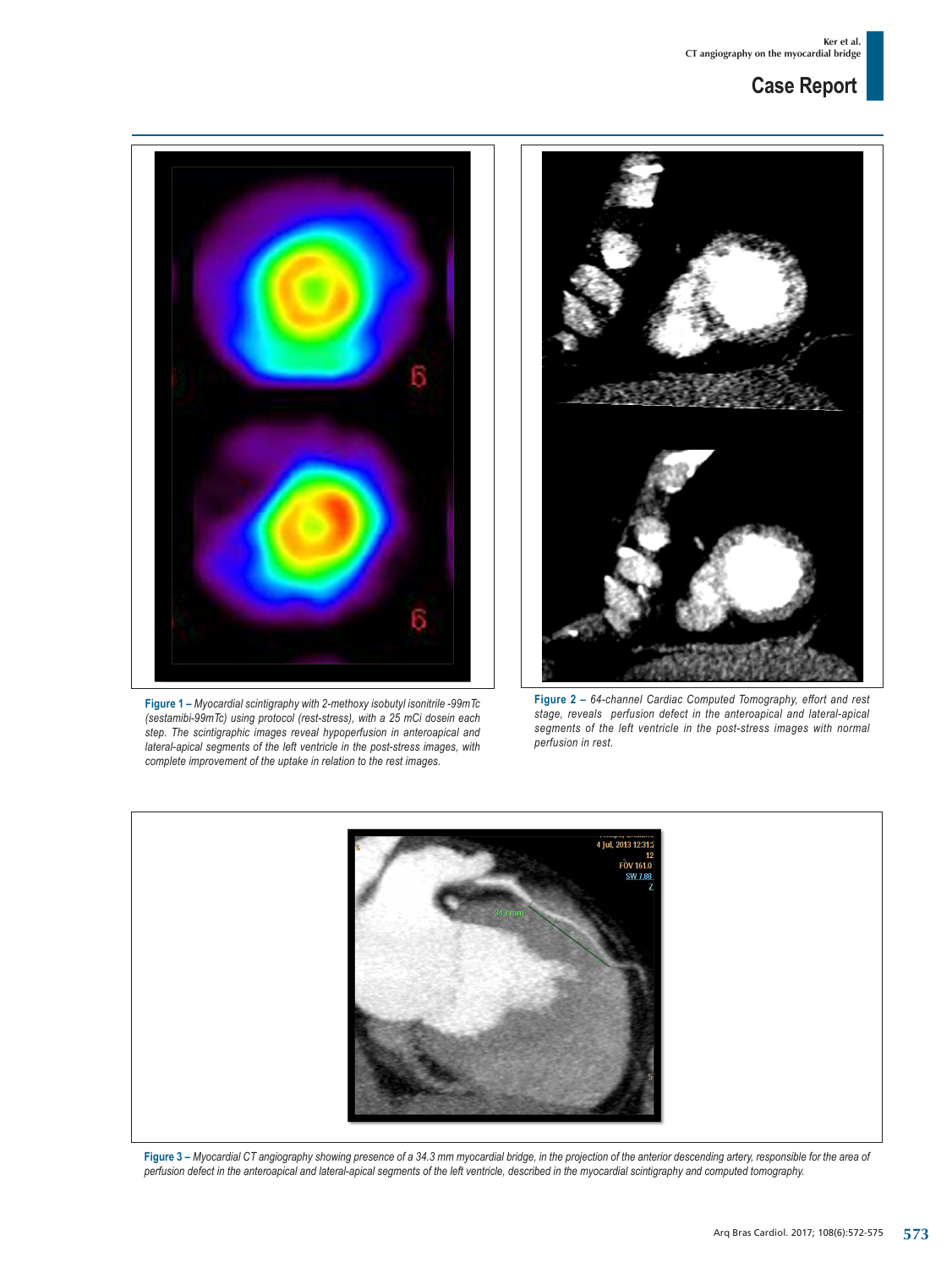**Figure 1 –** *Myocardial scintigraphy with 2-methoxy isobutyl isonitrile -99mTc (sestamibi-99mTc) using protocol (rest-stress), with a 25 mCi dosein each step. The scintigraphic images reveal hypoperfusion in anteroapical and lateral-apical segments of the left ventricle in the post-stress images, with complete improvement of the uptake in relation to the rest images.*

**Figure 2 –** *64-channel Cardiac Computed Tomography, effort and rest stage, reveals perfusion defect in the anteroapical and lateral-apical segments of the left ventricle in the post-stress images with normal perfusion in rest.*

**Figure 3 –** *Myocardial CT angiography showing presence of a 34.3 mm myocardial bridge, in the projection of the anterior descending artery, responsible for the area of perfusion defect in the anteroapical and lateral-apical segments of the left ventricle, described in the myocardial scintigraphy and computed tomography.*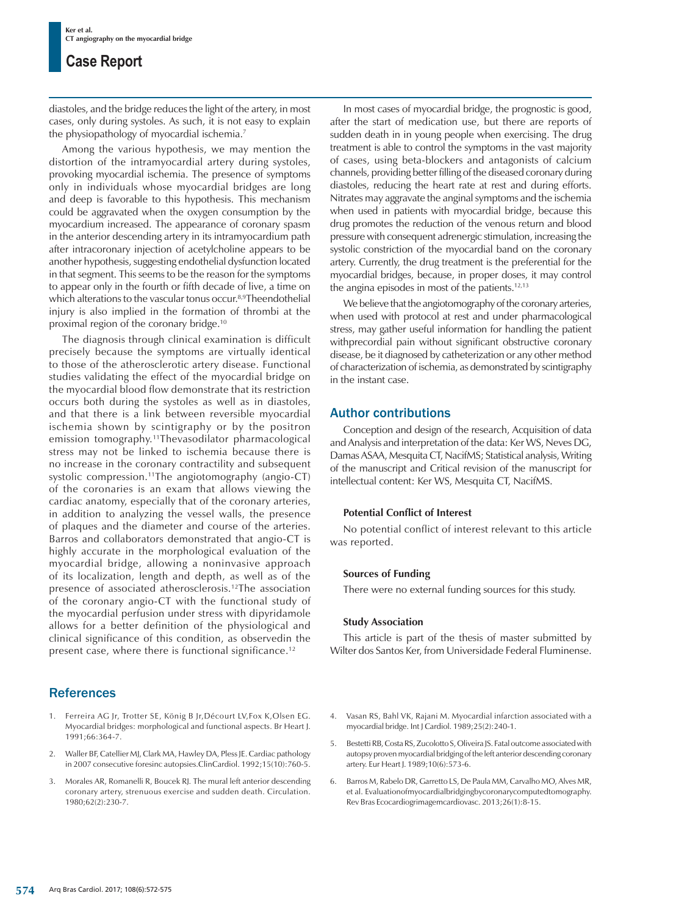diastoles, and the bridge reduces the light of the artery, in most cases, only during systoles. As such, it is not easy to explain the physiopathology of myocardial ischemia.[7]

Among the various hypothesis, we may mention the distortion of the intramyocardial artery during systoles, provoking myocardial ischemia. The presence of symptoms only in individuals whose myocardial bridges are long and deep is favorable to this hypothesis. This mechanism could be aggravated when the oxygen consumption by the myocardium increased. The appearance of coronary spasm in the anterior descending artery in its intramyocardium path after intracoronary injection of acetylcholine appears to be another hypothesis, suggesting endothelial dysfunction located in that segment. This seems to be the reason for the symptoms to appear only in the fourth or fifth decade of live, a time on which alterations to the vascular tonus occur.[8,9]Theendothelial injury is also implied in the formation of thrombi at the proximal region of the coronary bridge.[10]

The diagnosis through clinical examination is difficult precisely because the symptoms are virtually identical to those of the atherosclerotic artery disease. Functional studies validating the effect of the myocardial bridge on the myocardial blood flow demonstrate that its restriction occurs both during the systoles as well as in diastoles, and that there is a link between reversible myocardial ischemia shown by scintigraphy or by the positron emission tomography.[11]Thevasodilator pharmacological stress may not be linked to ischemia because there is no increase in the coronary contractility and subsequent systolic compression.[11]The angiotomography (angio-CT) of the coronaries is an exam that allows viewing the cardiac anatomy, especially that of the coronary arteries, in addition to analyzing the vessel walls, the presence of plaques and the diameter and course of the arteries. Barros and collaborators demonstrated that angio-CT is highly accurate in the morphological evaluation of the myocardial bridge, allowing a noninvasive approach of its localization, length and depth, as well as of the presence of associated atherosclerosis.[12]The association of the coronary angio-CT with the functional study of the myocardial perfusion under stress with dipyridamole allows for a better definition of the physiological and clinical significance of this condition, as observedin the present case, where there is functional significance.[12]

In most cases of myocardial bridge, the prognostic is good, after the start of medication use, but there are reports of sudden death in in young people when exercising. The drug treatment is able to control the symptoms in the vast majority of cases, using beta-blockers and antagonists of calcium channels, providing better filling of the diseased coronary during diastoles, reducing the heart rate at rest and during efforts. Nitrates may aggravate the anginal symptoms and the ischemia when used in patients with myocardial bridge, because this drug promotes the reduction of the venous return and blood pressure with consequent adrenergic stimulation, increasing the systolic constriction of the myocardial band on the coronary artery. Currently, the drug treatment is the preferential for the myocardial bridges, because, in proper doses, it may control the angina episodes in most of the patients.[12,13]

We believe that the angiotomography of the coronary arteries, when used with protocol at rest and under pharmacological stress, may gather useful information for handling the patient withprecordial pain without significant obstructive coronary disease, be it diagnosed by catheterization or any other method of characterization of ischemia, as demonstrated by scintigraphy in the instant case.

## Author contributions

Conception and design of the research, Acquisition of data and Analysis and interpretation of the data: Ker WS, Neves DG, Damas ASAA, Mesquita CT, NacifMS; Statistical analysis, Writing of the manuscript and Critical revision of the manuscript for intellectual content: Ker WS, Mesquita CT, NacifMS.

### Potential Conflict of Interest

No potential conflict of interest relevant to this article was reported.

### Sources of Funding

There were no external funding sources for this study.

### Study Association

This article is part of the thesis of master submitted by Wilter dos Santos Ker, from Universidade Federal Fluminense.

## References

1. Ferreira AG Jr, Trotter SE, König B Jr,Décourt LV,Fox K,Olsen EG. Myocardial bridges: morphological and functional aspects. Br Heart J. 1991;66:364-7.
2. Waller BF, Catellier MJ, Clark MA, Hawley DA, Pless JE. Cardiac pathology in 2007 consecutive foresinc autopsies.ClinCardiol. 1992;15(10):760-5.
3. Morales AR, Romanelli R, Boucek RJ. The mural left anterior descending coronary artery, strenuous exercise and sudden death. Circulation. 1980;62(2):230-7.
4. Vasan RS, Bahl VK, Rajani M. Myocardial infarction associated with a myocardial bridge. Int J Cardiol. 1989;25(2):240-1.
5. Bestetti RB, Costa RS, Zucolotto S, Oliveira JS. Fatal outcome associated with autopsy proven myocardial bridging of the left anterior descending coronary artery. Eur Heart J. 1989;10(6):573-6.
6. Barros M, Rabelo DR, Garretto LS, De Paula MM, Carvalho MO, Alves MR, et al. Evaluationofmyocardialbridgingbycoronarycomputedtomography. Rev Bras Ecocardiogrimagemcardiovasc. 2013;26(1):8-15.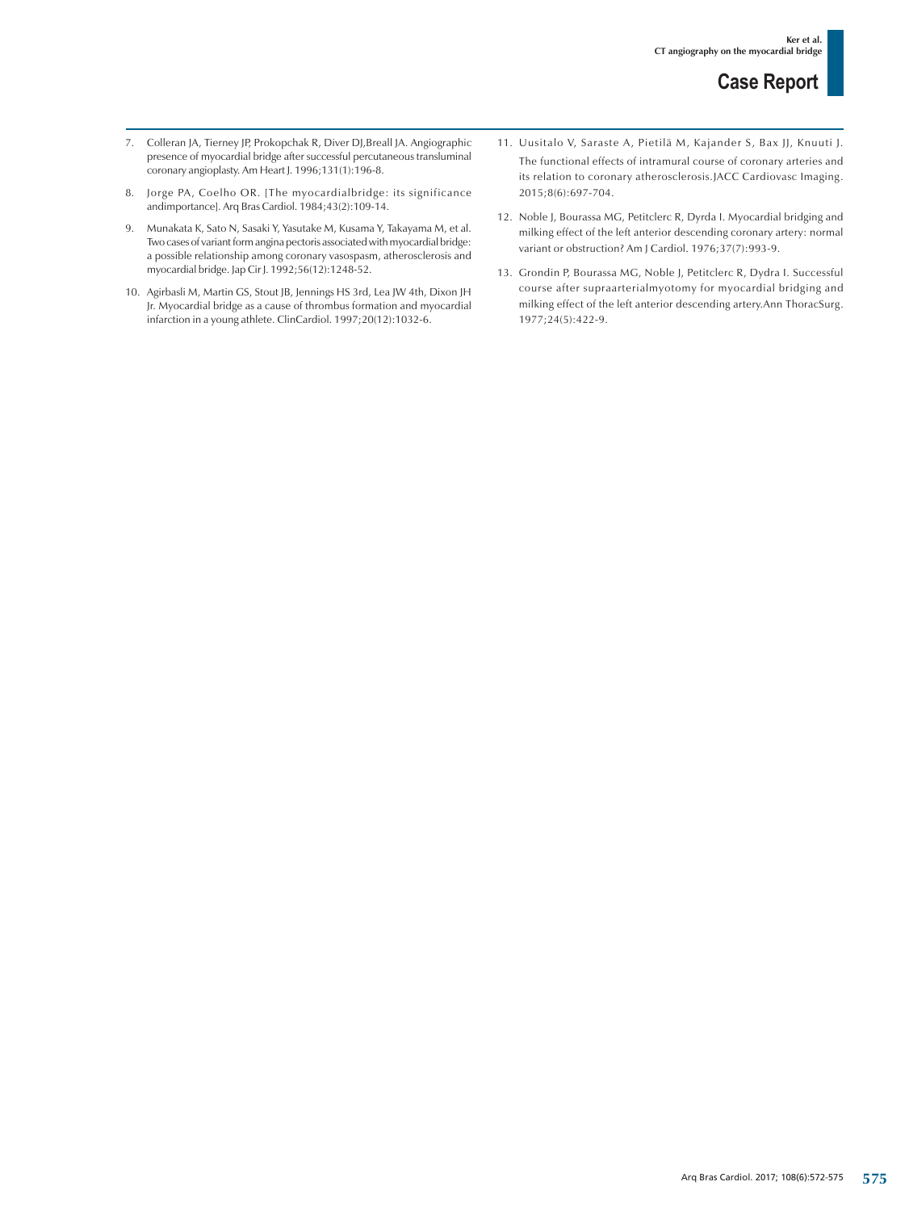7. Colleran JA, Tierney JP, Prokopchak R, Diver DJ,Breall JA. Angiographic presence of myocardial bridge after successful percutaneous transluminal coronary angioplasty. Am Heart J. 1996;131(1):196-8.
8. Jorge PA, Coelho OR. [The myocardialbridge: its significance andimportance]. Arq Bras Cardiol. 1984;43(2):109-14.
9. Munakata K, Sato N, Sasaki Y, Yasutake M, Kusama Y, Takayama M, et al. Two cases of variant form angina pectoris associated with myocardial bridge: a possible relationship among coronary vasospasm, atherosclerosis and myocardial bridge. Jap Cir J. 1992;56(12):1248-52.
10. Agirbasli M, Martin GS, Stout JB, Jennings HS 3rd, Lea JW 4th, Dixon JH Jr. Myocardial bridge as a cause of thrombus formation and myocardial infarction in a young athlete. ClinCardiol. 1997;20(12):1032-6.
11. Uusitalo V, Saraste A, Pietilä M, Kajander S, Bax JJ, Knuuti J. The functional effects of intramural course of coronary arteries and its relation to coronary atherosclerosis.JACC Cardiovasc Imaging. 2015;8(6):697-704.
12. Noble J, Bourassa MG, Petitclerc R, Dyrda I. Myocardial bridging and milking effect of the left anterior descending coronary artery: normal variant or obstruction? Am J Cardiol. 1976;37(7):993-9.
13. Grondin P, Bourassa MG, Noble J, Petitclerc R, Dydra I. Successful course after supraarterialmyotomy for myocardial bridging and milking effect of the left anterior descending artery.Ann ThoracSurg. 1977;24(5):422-9.